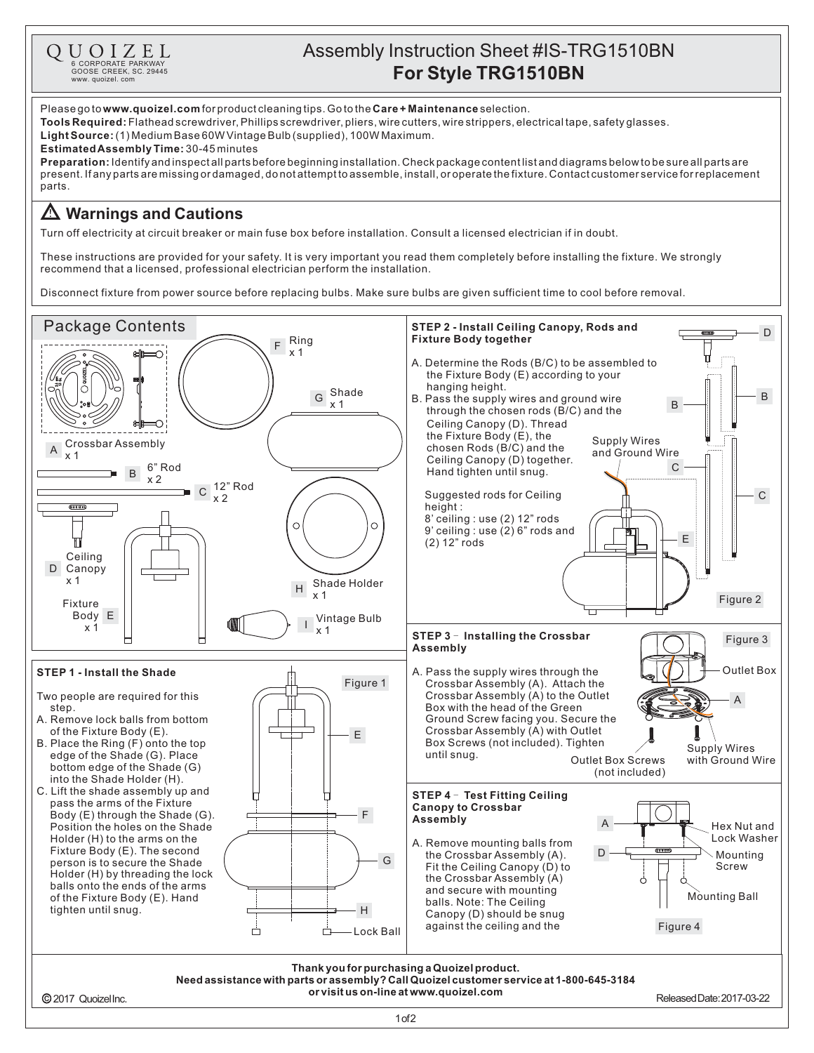QUOIZEL
6 CORPORATE PARKWAY
GOOSE CREEK, SC. 29445
www. quoizel. com

# Assembly Instruction Sheet #IS-TRG1510BN
## For Style TRG1510BN

Please go to **www.quoizel.com** for product cleaning tips. Go to the **Care + Maintenance** selection.
**Tools Required:** Flathead screwdriver, Phillips screwdriver, pliers, wire cutters, wire strippers, electrical tape, safety glasses.
**Light Source:** (1) Medium Base 60W Vintage Bulb (supplied), 100W Maximum.
**Estimated Assembly Time:** 30-45 minutes
**Preparation:** Identify and inspect all parts before beginning installation. Check package content list and diagrams below to be sure all parts are present. If any parts are missing or damaged, do not attempt to assemble, install, or operate the fixture. Contact customer service for replacement parts.

## ⚠ Warnings and Cautions

Turn off electricity at circuit breaker or main fuse box before installation. Consult a licensed electrician if in doubt.

These instructions are provided for your safety. It is very important you read them completely before installing the fixture. We strongly recommend that a licensed, professional electrician perform the installation.

Disconnect fixture from power source before replacing bulbs. Make sure bulbs are given sufficient time to cool before removal.

## Package Contents

- A Crossbar Assembly x 1
- B 6" Rod x 2
- C 12" Rod x 2
- D Ceiling Canopy x 1
- E Fixture Body x 1
- F Ring x 1
- G Shade x 1
- H Shade Holder x 1
- I Vintage Bulb x 1

### STEP 1 - Install the Shade

Two people are required for this step.

A. Remove lock balls from bottom of the Fixture Body (E).
B. Place the Ring (F) onto the top edge of the Shade (G). Place bottom edge of the Shade (G) into the Shade Holder (H).
C. Lift the shade assembly up and pass the arms of the Fixture Body (E) through the Shade (G). Position the holes on the Shade Holder (H) to the arms on the Fixture Body (E). The second person is to secure the Shade Holder (H) by threading the lock balls onto the ends of the arms of the Fixture Body (E). Hand tighten until snug.

Figure 1 (labels: E, F, G, H, Lock Ball)

### STEP 2 - Install Ceiling Canopy, Rods and Fixture Body together

A. Determine the Rods (B/C) to be assembled to the Fixture Body (E) according to your hanging height.
B. Pass the supply wires and ground wire through the chosen rods (B/C) and the Ceiling Canopy (D). Thread the Fixture Body (E), the chosen Rods (B/C) and the Ceiling Canopy (D) together. Hand tighten until snug.

Suggested rods for Ceiling height :
8' ceiling : use (2) 12" rods
9' ceiling : use (2) 6" rods and (2) 12" rods

Figure 2 (labels: D, B, C, E, Supply Wires and Ground Wire)

### STEP 3 - Installing the Crossbar Assembly

A. Pass the supply wires through the Crossbar Assembly (A). Attach the Crossbar Assembly (A) to the Outlet Box with the head of the Green Ground Screw facing you. Secure the Crossbar Assembly (A) with Outlet Box Screws (not included). Tighten until snug.

Figure 3 (labels: Outlet Box, A, Supply Wires with Ground Wire, Outlet Box Screws (not included))

### STEP 4 - Test Fitting Ceiling Canopy to Crossbar Assembly

A. Remove mounting balls from the Crossbar Assembly (A). Fit the Ceiling Canopy (D) to the Crossbar Assembly (A) and secure with mounting balls. Note: The Ceiling Canopy (D) should be snug against the ceiling and the

Figure 4 (labels: A, D, Hex Nut and Lock Washer, Mounting Screw, Mounting Ball)

**Thank you for purchasing a Quoizel product.**
**Need assistance with parts or assembly? Call Quoizel customer service at 1-800-645-3184 or visit us on-line at www.quoizel.com**

© 2017 Quoizel Inc. Released Date: 2017-03-22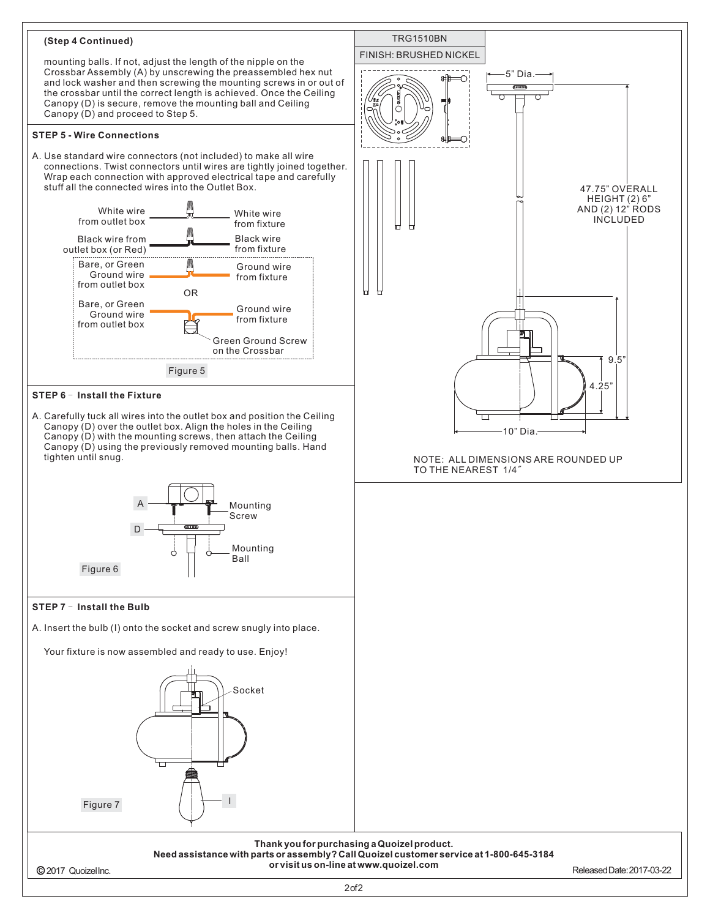**(Step 4 Continued)**

mounting balls. If not, adjust the length of the nipple on the Crossbar Assembly (A) by unscrewing the preassembled hex nut and lock washer and then screwing the mounting screws in or out of the crossbar until the correct length is achieved. Once the Ceiling Canopy (D) is secure, remove the mounting ball and Ceiling Canopy (D) and proceed to Step 5.

## STEP 5 - Wire Connections

A. Use standard wire connectors (not included) to make all wire connections. Twist connectors until wires are tightly joined together. Wrap each connection with approved electrical tape and carefully stuff all the connected wires into the Outlet Box.

White wire from outlet box
White wire from fixture
Black wire from outlet box (or Red)
Black wire from fixture
Bare, or Green Ground wire from outlet box
Ground wire from fixture
OR
Bare, or Green Ground wire from outlet box
Ground wire from fixture
Green Ground Screw on the Crossbar

Figure 5

## STEP 6 – Install the Fixture

A. Carefully tuck all wires into the outlet box and position the Ceiling Canopy (D) over the outlet box. Align the holes in the Ceiling Canopy (D) with the mounting screws, then attach the Ceiling Canopy (D) using the previously removed mounting balls. Hand tighten until snug.

A
Mounting Screw
D
Mounting Ball

Figure 6

## STEP 7 – Install the Bulb

A. Insert the bulb (I) onto the socket and screw snugly into place.

Your fixture is now assembled and ready to use. Enjoy!

Socket
I

Figure 7

TRG1510BN

FINISH: BRUSHED NICKEL

5" Dia.

47.75" OVERALL HEIGHT (2) 6" AND (2) 12" RODS INCLUDED

9.5"

4.25"

10" Dia.

NOTE: ALL DIMENSIONS ARE ROUNDED UP TO THE NEAREST 1/4″

**Thank you for purchasing a Quoizel product.**
**Need assistance with parts or assembly? Call Quoizel customer service at 1-800-645-3184 or visit us on-line at www.quoizel.com**

© 2017 Quoizel Inc.

Released Date: 2017-03-22